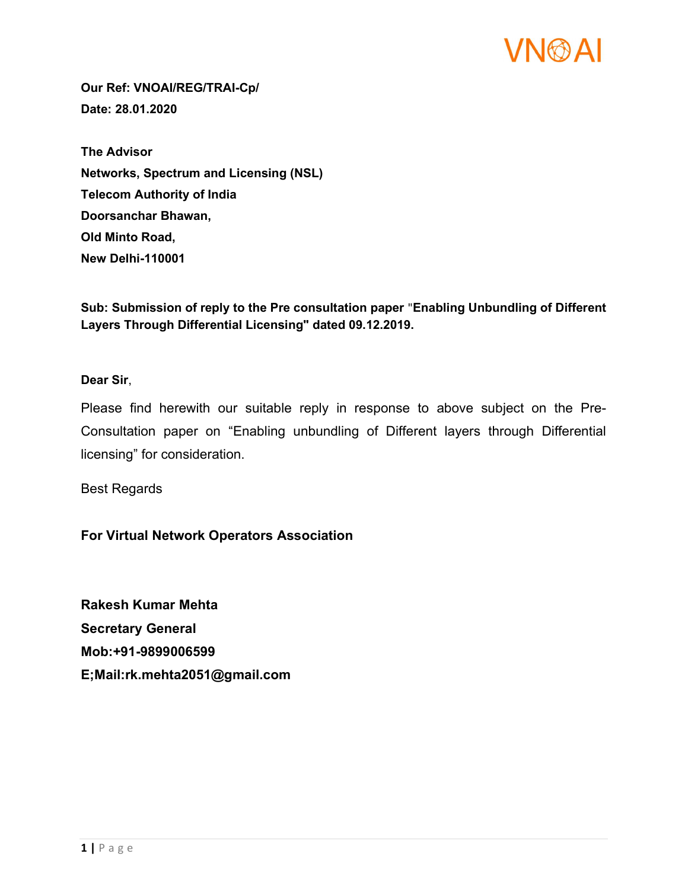VN⊗AI

**Our Ref: VNOAI/REG/TRAI-Cp/**

**Date: 28.01.2020**

**The Advisor**

**Networks, Spectrum and Licensing (NSL)**

**Telecom Authority of India**

**Doorsanchar Bhawan,**

**Old Minto Road,**

**New Delhi-110001**

**Sub: Submission of reply to the Pre consultation paper "Enabling Unbundling of Different Layers Through Differential Licensing" dated 09.12.2019.**

**Dear Sir**,

Please find herewith our suitable reply in response to above subject on the Pre-Consultation paper on "Enabling unbundling of Different layers through Differential licensing" for consideration.

Best Regards

**For Virtual Network Operators Association**

**Rakesh Kumar Mehta**

**Secretary General**

**Mob:+91-9899006599**

**E;Mail:rk.mehta2051@gmail.com**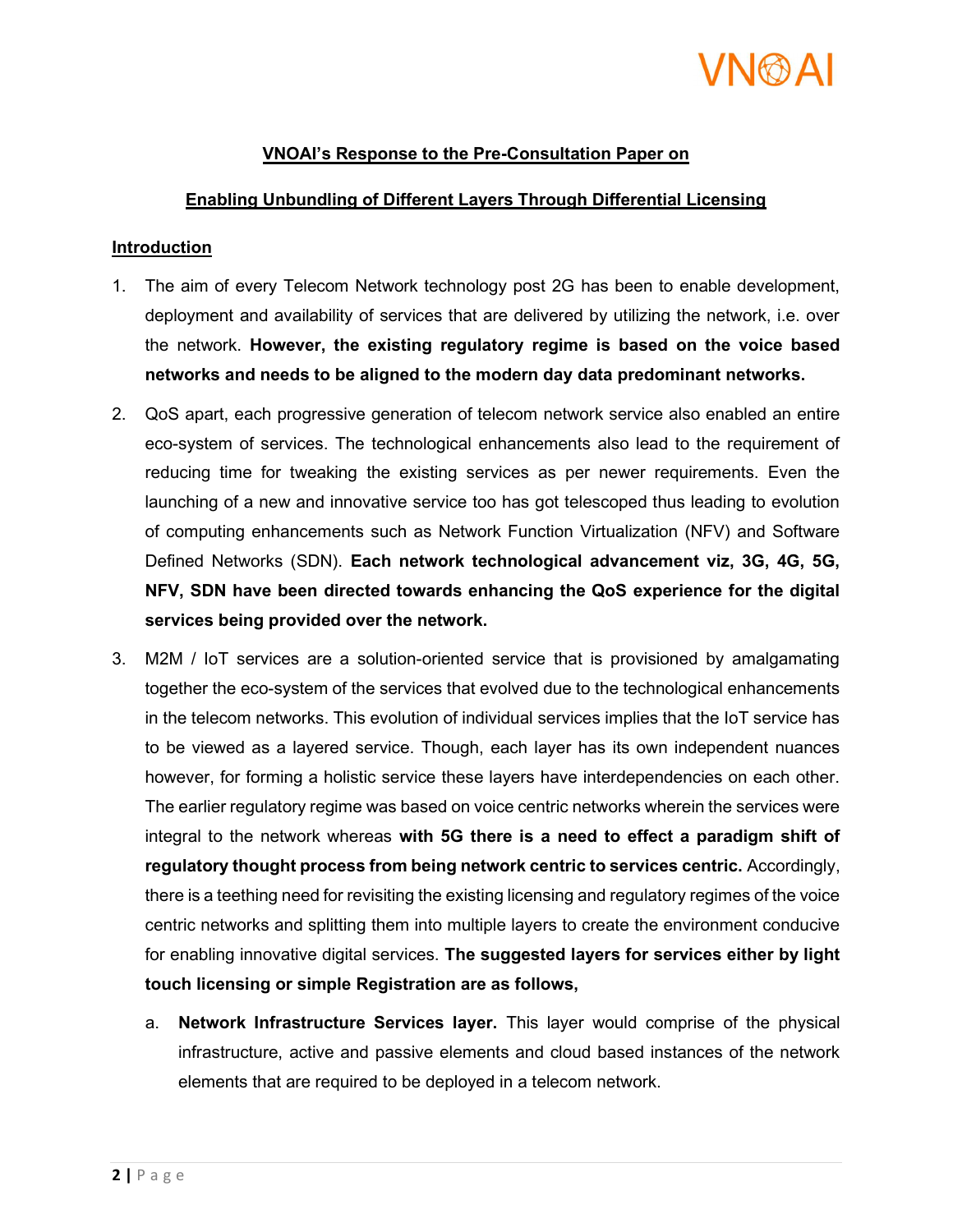**VNOAI's Response to the Pre-Consultation Paper on**

**Enabling Unbundling of Different Layers Through Differential Licensing**

**Introduction**

1. The aim of every Telecom Network technology post 2G has been to enable development, deployment and availability of services that are delivered by utilizing the network, i.e. over the network. **However, the existing regulatory regime is based on the voice based networks and needs to be aligned to the modern day data predominant networks.**

2. QoS apart, each progressive generation of telecom network service also enabled an entire eco-system of services. The technological enhancements also lead to the requirement of reducing time for tweaking the existing services as per newer requirements. Even the launching of a new and innovative service too has got telescoped thus leading to evolution of computing enhancements such as Network Function Virtualization (NFV) and Software Defined Networks (SDN). **Each network technological advancement viz, 3G, 4G, 5G, NFV, SDN have been directed towards enhancing the QoS experience for the digital services being provided over the network.**

3. M2M / IoT services are a solution-oriented service that is provisioned by amalgamating together the eco-system of the services that evolved due to the technological enhancements in the telecom networks. This evolution of individual services implies that the IoT service has to be viewed as a layered service. Though, each layer has its own independent nuances however, for forming a holistic service these layers have interdependencies on each other. The earlier regulatory regime was based on voice centric networks wherein the services were integral to the network whereas **with 5G there is a need to effect a paradigm shift of regulatory thought process from being network centric to services centric.** Accordingly, there is a teething need for revisiting the existing licensing and regulatory regimes of the voice centric networks and splitting them into multiple layers to create the environment conducive for enabling innovative digital services. **The suggested layers for services either by light touch licensing or simple Registration are as follows,**

    a. **Network Infrastructure Services layer.** This layer would comprise of the physical infrastructure, active and passive elements and cloud based instances of the network elements that are required to be deployed in a telecom network.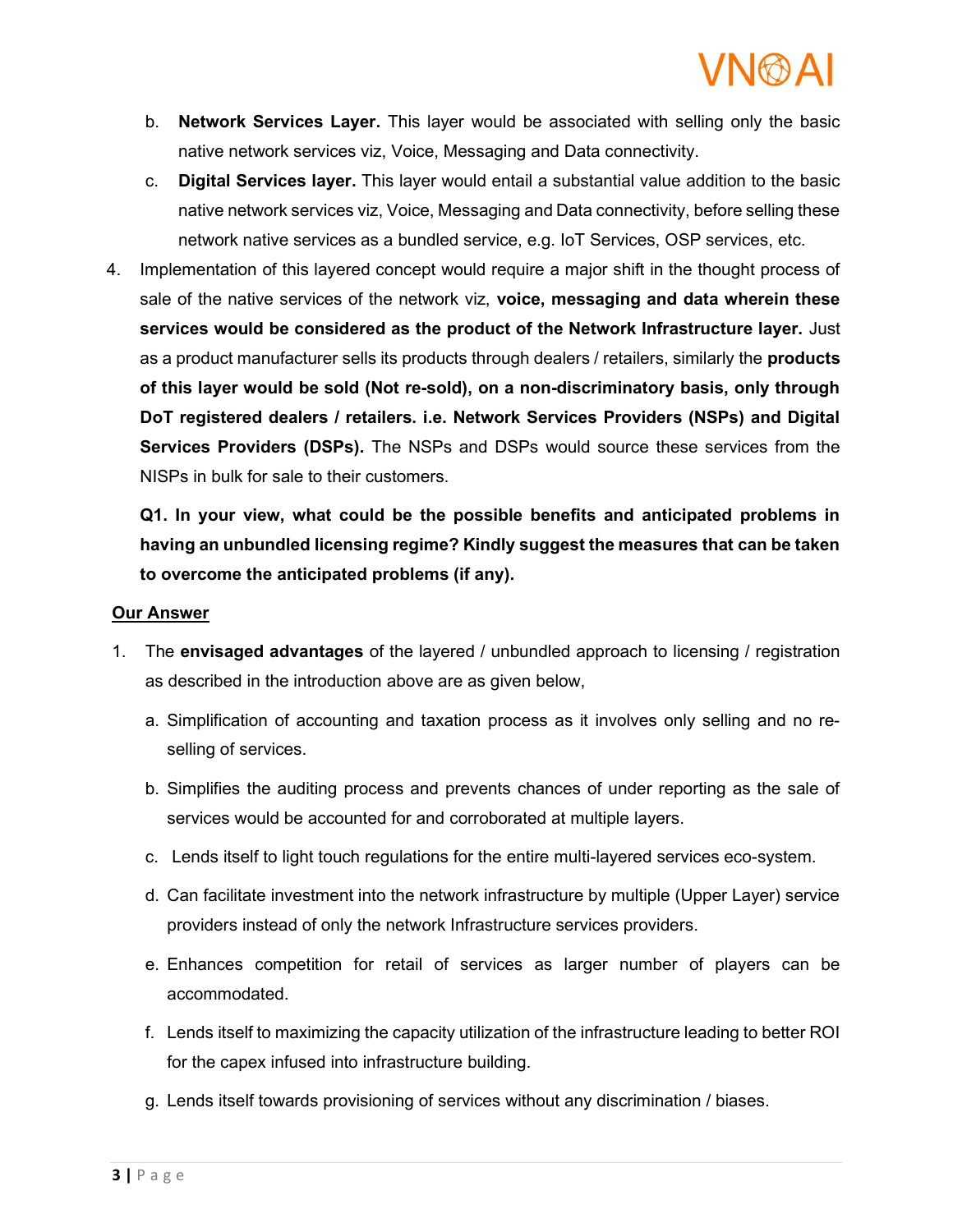b. **Network Services Layer.** This layer would be associated with selling only the basic native network services viz, Voice, Messaging and Data connectivity.

c. **Digital Services layer.** This layer would entail a substantial value addition to the basic native network services viz, Voice, Messaging and Data connectivity, before selling these network native services as a bundled service, e.g. IoT Services, OSP services, etc.

4. Implementation of this layered concept would require a major shift in the thought process of sale of the native services of the network viz, **voice, messaging and data wherein these services would be considered as the product of the Network Infrastructure layer.** Just as a product manufacturer sells its products through dealers / retailers, similarly the **products of this layer would be sold (Not re-sold), on a non-discriminatory basis, only through DoT registered dealers / retailers. i.e. Network Services Providers (NSPs) and Digital Services Providers (DSPs).** The NSPs and DSPs would source these services from the NISPs in bulk for sale to their customers.

   **Q1. In your view, what could be the possible benefits and anticipated problems in having an unbundled licensing regime? Kindly suggest the measures that can be taken to overcome the anticipated problems (if any).**

**<u>Our Answer</u>**

1. The **envisaged advantages** of the layered / unbundled approach to licensing / registration as described in the introduction above are as given below,

   a. Simplification of accounting and taxation process as it involves only selling and no re-selling of services.

   b. Simplifies the auditing process and prevents chances of under reporting as the sale of services would be accounted for and corroborated at multiple layers.

   c. Lends itself to light touch regulations for the entire multi-layered services eco-system.

   d. Can facilitate investment into the network infrastructure by multiple (Upper Layer) service providers instead of only the network Infrastructure services providers.

   e. Enhances competition for retail of services as larger number of players can be accommodated.

   f. Lends itself to maximizing the capacity utilization of the infrastructure leading to better ROI for the capex infused into infrastructure building.

   g. Lends itself towards provisioning of services without any discrimination / biases.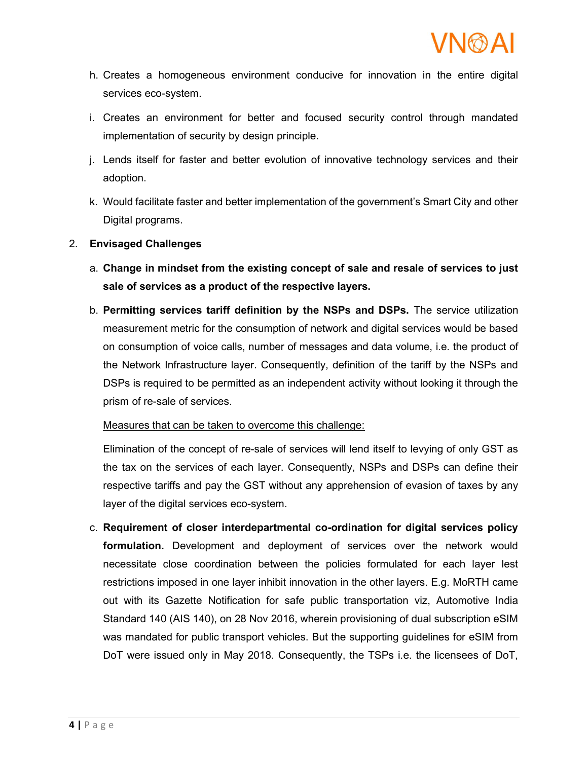h. Creates a homogeneous environment conducive for innovation in the entire digital services eco-system.

i. Creates an environment for better and focused security control through mandated implementation of security by design principle.

j. Lends itself for faster and better evolution of innovative technology services and their adoption.

k. Would facilitate faster and better implementation of the government's Smart City and other Digital programs.

2. **Envisaged Challenges**

   a. **Change in mindset from the existing concept of sale and resale of services to just sale of services as a product of the respective layers.**

   b. **Permitting services tariff definition by the NSPs and DSPs.** The service utilization measurement metric for the consumption of network and digital services would be based on consumption of voice calls, number of messages and data volume, i.e. the product of the Network Infrastructure layer. Consequently, definition of the tariff by the NSPs and DSPs is required to be permitted as an independent activity without looking it through the prism of re-sale of services.

      <u>Measures that can be taken to overcome this challenge:</u>

      Elimination of the concept of re-sale of services will lend itself to levying of only GST as the tax on the services of each layer. Consequently, NSPs and DSPs can define their respective tariffs and pay the GST without any apprehension of evasion of taxes by any layer of the digital services eco-system.

   c. **Requirement of closer interdepartmental co-ordination for digital services policy formulation.** Development and deployment of services over the network would necessitate close coordination between the policies formulated for each layer lest restrictions imposed in one layer inhibit innovation in the other layers. E.g. MoRTH came out with its Gazette Notification for safe public transportation viz, Automotive India Standard 140 (AIS 140), on 28 Nov 2016, wherein provisioning of dual subscription eSIM was mandated for public transport vehicles. But the supporting guidelines for eSIM from DoT were issued only in May 2018. Consequently, the TSPs i.e. the licensees of DoT,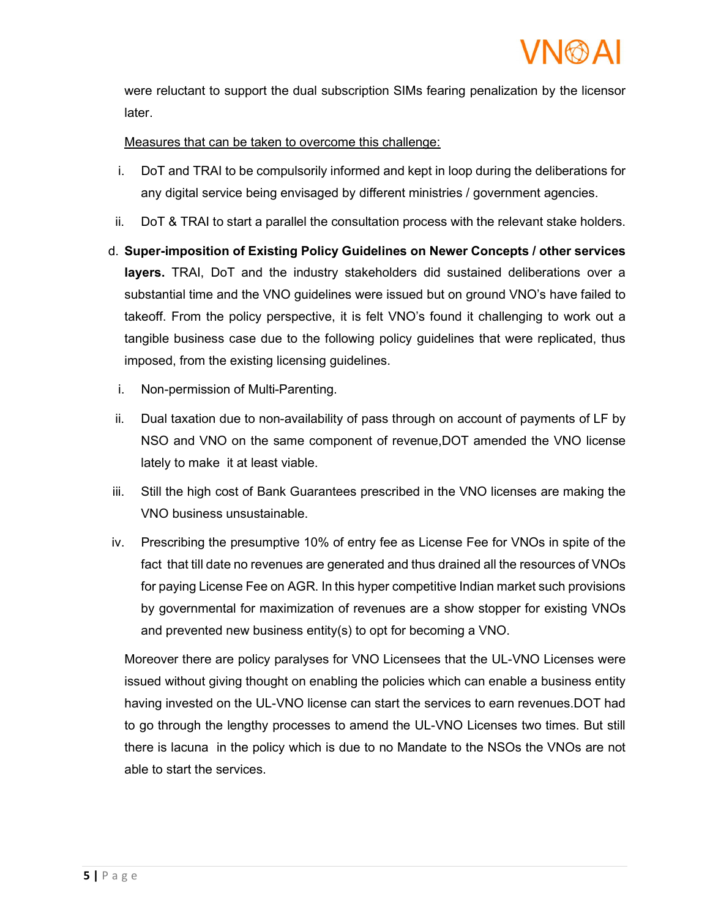were reluctant to support the dual subscription SIMs fearing penalization by the licensor later.

<u>Measures that can be taken to overcome this challenge:</u>

i. DoT and TRAI to be compulsorily informed and kept in loop during the deliberations for any digital service being envisaged by different ministries / government agencies.

ii. DoT & TRAI to start a parallel the consultation process with the relevant stake holders.

d. **Super-imposition of Existing Policy Guidelines on Newer Concepts / other services layers.** TRAI, DoT and the industry stakeholders did sustained deliberations over a substantial time and the VNO guidelines were issued but on ground VNO's have failed to takeoff. From the policy perspective, it is felt VNO's found it challenging to work out a tangible business case due to the following policy guidelines that were replicated, thus imposed, from the existing licensing guidelines.

i. Non-permission of Multi-Parenting.

ii. Dual taxation due to non-availability of pass through on account of payments of LF by NSO and VNO on the same component of revenue,DOT amended the VNO license lately to make it at least viable.

iii. Still the high cost of Bank Guarantees prescribed in the VNO licenses are making the VNO business unsustainable.

iv. Prescribing the presumptive 10% of entry fee as License Fee for VNOs in spite of the fact that till date no revenues are generated and thus drained all the resources of VNOs for paying License Fee on AGR. In this hyper competitive Indian market such provisions by governmental for maximization of revenues are a show stopper for existing VNOs and prevented new business entity(s) to opt for becoming a VNO.

Moreover there are policy paralyses for VNO Licensees that the UL-VNO Licenses were issued without giving thought on enabling the policies which can enable a business entity having invested on the UL-VNO license can start the services to earn revenues.DOT had to go through the lengthy processes to amend the UL-VNO Licenses two times. But still there is lacuna in the policy which is due to no Mandate to the NSOs the VNOs are not able to start the services.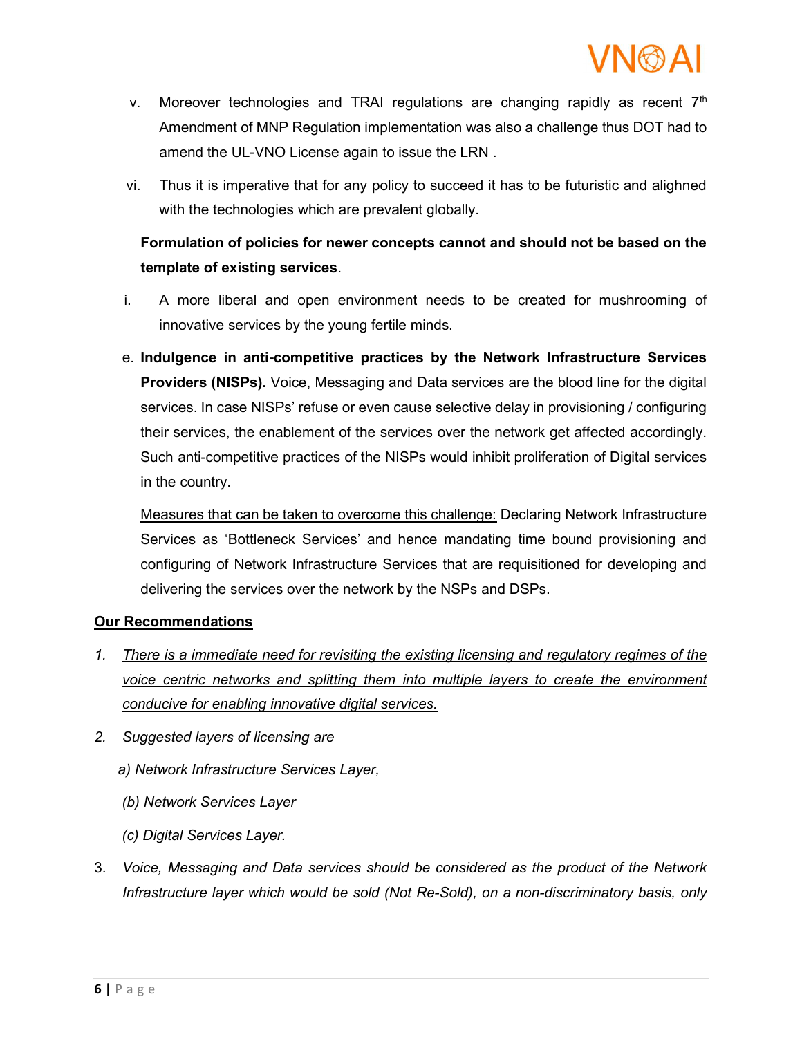v. Moreover technologies and TRAI regulations are changing rapidly as recent 7th Amendment of MNP Regulation implementation was also a challenge thus DOT had to amend the UL-VNO License again to issue the LRN .

vi. Thus it is imperative that for any policy to succeed it has to be futuristic and alighned with the technologies which are prevalent globally.

**Formulation of policies for newer concepts cannot and should not be based on the template of existing services**.

i. A more liberal and open environment needs to be created for mushrooming of innovative services by the young fertile minds.

e. **Indulgence in anti-competitive practices by the Network Infrastructure Services Providers (NISPs).** Voice, Messaging and Data services are the blood line for the digital services. In case NISPs' refuse or even cause selective delay in provisioning / configuring their services, the enablement of the services over the network get affected accordingly. Such anti-competitive practices of the NISPs would inhibit proliferation of Digital services in the country.

   <u>Measures that can be taken to overcome this challenge:</u> Declaring Network Infrastructure Services as 'Bottleneck Services' and hence mandating time bound provisioning and configuring of Network Infrastructure Services that are requisitioned for developing and delivering the services over the network by the NSPs and DSPs.

**<u>Our Recommendations</u>**

1. *<u>There is a immediate need for revisiting the existing licensing and regulatory regimes of the voice centric networks and splitting them into multiple layers to create the environment conducive for enabling innovative digital services.</u>*

2. *Suggested layers of licensing are*

   *a) Network Infrastructure Services Layer,*

   *(b) Network Services Layer*

   *(c) Digital Services Layer.*

3. *Voice, Messaging and Data services should be considered as the product of the Network Infrastructure layer which would be sold (Not Re-Sold), on a non-discriminatory basis, only*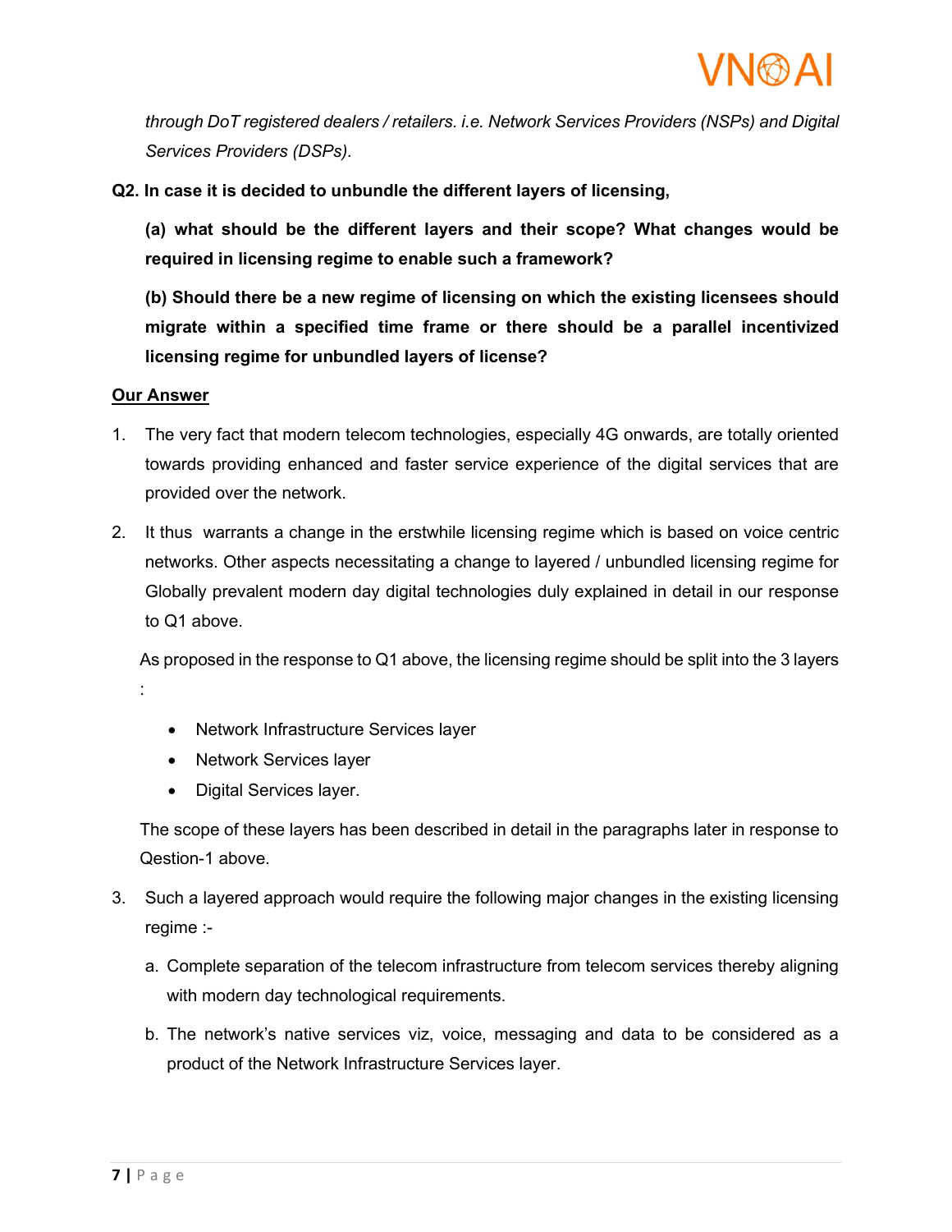*through DoT registered dealers / retailers. i.e. Network Services Providers (NSPs) and Digital Services Providers (DSPs).*

**Q2. In case it is decided to unbundle the different layers of licensing,**

**(a) what should be the different layers and their scope? What changes would be required in licensing regime to enable such a framework?**

**(b) Should there be a new regime of licensing on which the existing licensees should migrate within a specified time frame or there should be a parallel incentivized licensing regime for unbundled layers of license?**

**<u>Our Answer</u>**

1. The very fact that modern telecom technologies, especially 4G onwards, are totally oriented towards providing enhanced and faster service experience of the digital services that are provided over the network.

2. It thus warrants a change in the erstwhile licensing regime which is based on voice centric networks. Other aspects necessitating a change to layered / unbundled licensing regime for Globally prevalent modern day digital technologies duly explained in detail in our response to Q1 above.

   As proposed in the response to Q1 above, the licensing regime should be split into the 3 layers :

   - Network Infrastructure Services layer
   - Network Services layer
   - Digital Services layer.

   The scope of these layers has been described in detail in the paragraphs later in response to Qestion-1 above.

3. Such a layered approach would require the following major changes in the existing licensing regime :-

   a. Complete separation of the telecom infrastructure from telecom services thereby aligning with modern day technological requirements.

   b. The network's native services viz, voice, messaging and data to be considered as a product of the Network Infrastructure Services layer.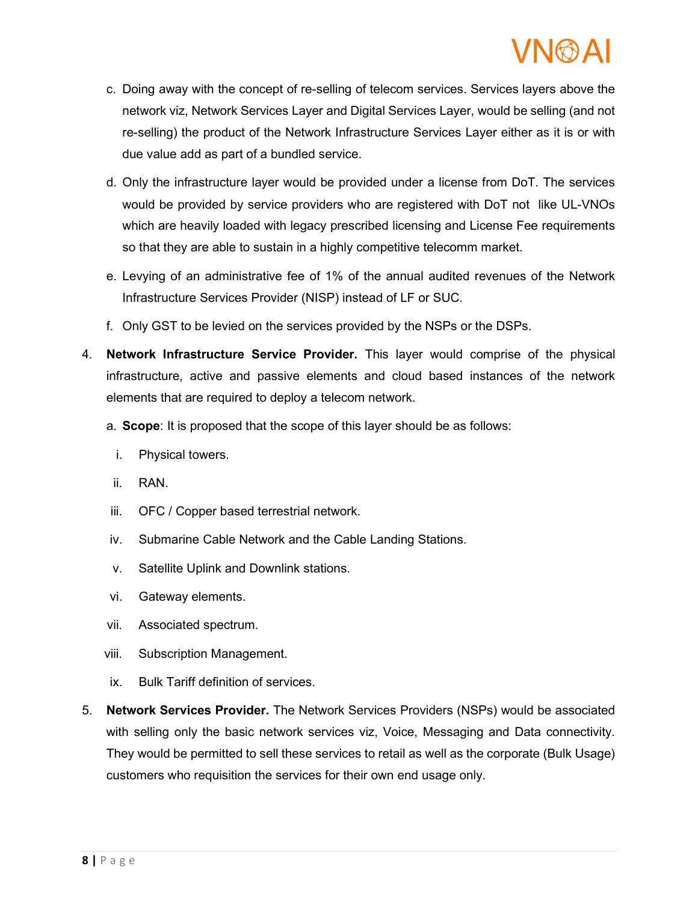c. Doing away with the concept of re-selling of telecom services. Services layers above the network viz, Network Services Layer and Digital Services Layer, would be selling (and not re-selling) the product of the Network Infrastructure Services Layer either as it is or with due value add as part of a bundled service.

d. Only the infrastructure layer would be provided under a license from DoT. The services would be provided by service providers who are registered with DoT not like UL-VNOs which are heavily loaded with legacy prescribed licensing and License Fee requirements so that they are able to sustain in a highly competitive telecomm market.

e. Levying of an administrative fee of 1% of the annual audited revenues of the Network Infrastructure Services Provider (NISP) instead of LF or SUC.

f. Only GST to be levied on the services provided by the NSPs or the DSPs.

4. **Network Infrastructure Service Provider.** This layer would comprise of the physical infrastructure, active and passive elements and cloud based instances of the network elements that are required to deploy a telecom network.

   a. **Scope**: It is proposed that the scope of this layer should be as follows:

      i. Physical towers.

      ii. RAN.

      iii. OFC / Copper based terrestrial network.

      iv. Submarine Cable Network and the Cable Landing Stations.

      v. Satellite Uplink and Downlink stations.

      vi. Gateway elements.

      vii. Associated spectrum.

      viii. Subscription Management.

      ix. Bulk Tariff definition of services.

5. **Network Services Provider.** The Network Services Providers (NSPs) would be associated with selling only the basic network services viz, Voice, Messaging and Data connectivity. They would be permitted to sell these services to retail as well as the corporate (Bulk Usage) customers who requisition the services for their own end usage only.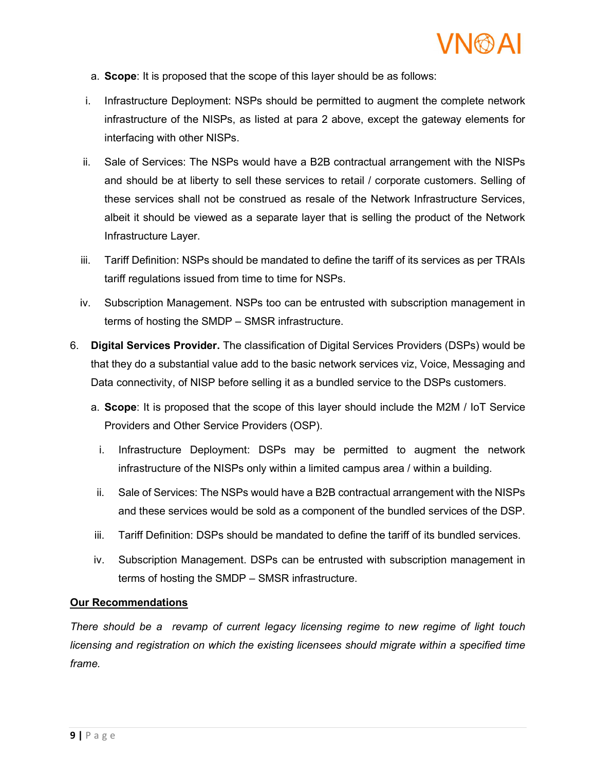a. **Scope**: It is proposed that the scope of this layer should be as follows:

i. Infrastructure Deployment: NSPs should be permitted to augment the complete network infrastructure of the NISPs, as listed at para 2 above, except the gateway elements for interfacing with other NISPs.

ii. Sale of Services: The NSPs would have a B2B contractual arrangement with the NISPs and should be at liberty to sell these services to retail / corporate customers. Selling of these services shall not be construed as resale of the Network Infrastructure Services, albeit it should be viewed as a separate layer that is selling the product of the Network Infrastructure Layer.

iii. Tariff Definition: NSPs should be mandated to define the tariff of its services as per TRAIs tariff regulations issued from time to time for NSPs.

iv. Subscription Management. NSPs too can be entrusted with subscription management in terms of hosting the SMDP – SMSR infrastructure.

6. **Digital Services Provider.** The classification of Digital Services Providers (DSPs) would be that they do a substantial value add to the basic network services viz, Voice, Messaging and Data connectivity, of NISP before selling it as a bundled service to the DSPs customers.

   a. **Scope**: It is proposed that the scope of this layer should include the M2M / IoT Service Providers and Other Service Providers (OSP).

      i. Infrastructure Deployment: DSPs may be permitted to augment the network infrastructure of the NISPs only within a limited campus area / within a building.

      ii. Sale of Services: The NSPs would have a B2B contractual arrangement with the NISPs and these services would be sold as a component of the bundled services of the DSP.

      iii. Tariff Definition: DSPs should be mandated to define the tariff of its bundled services.

      iv. Subscription Management. DSPs can be entrusted with subscription management in terms of hosting the SMDP – SMSR infrastructure.

**<u>Our Recommendations</u>**

*There should be a revamp of current legacy licensing regime to new regime of light touch licensing and registration on which the existing licensees should migrate within a specified time frame.*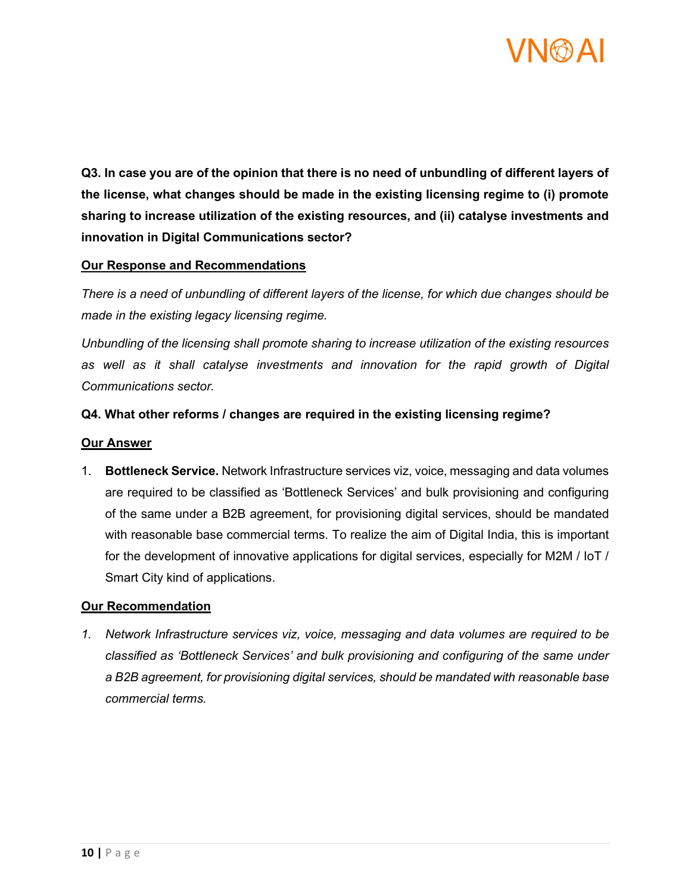**Q3. In case you are of the opinion that there is no need of unbundling of different layers of the license, what changes should be made in the existing licensing regime to (i) promote sharing to increase utilization of the existing resources, and (ii) catalyse investments and innovation in Digital Communications sector?**

**Our Response and Recommendations**

*There is a need of unbundling of different layers of the license, for which due changes should be made in the existing legacy licensing regime.*

*Unbundling of the licensing shall promote sharing to increase utilization of the existing resources as well as it shall catalyse investments and innovation for the rapid growth of Digital Communications sector.*

**Q4. What other reforms / changes are required in the existing licensing regime?**

**Our Answer**

1. **Bottleneck Service.** Network Infrastructure services viz, voice, messaging and data volumes are required to be classified as 'Bottleneck Services' and bulk provisioning and configuring of the same under a B2B agreement, for provisioning digital services, should be mandated with reasonable base commercial terms. To realize the aim of Digital India, this is important for the development of innovative applications for digital services, especially for M2M / IoT / Smart City kind of applications.

**Our Recommendation**

1. *Network Infrastructure services viz, voice, messaging and data volumes are required to be classified as 'Bottleneck Services' and bulk provisioning and configuring of the same under a B2B agreement, for provisioning digital services, should be mandated with reasonable base commercial terms.*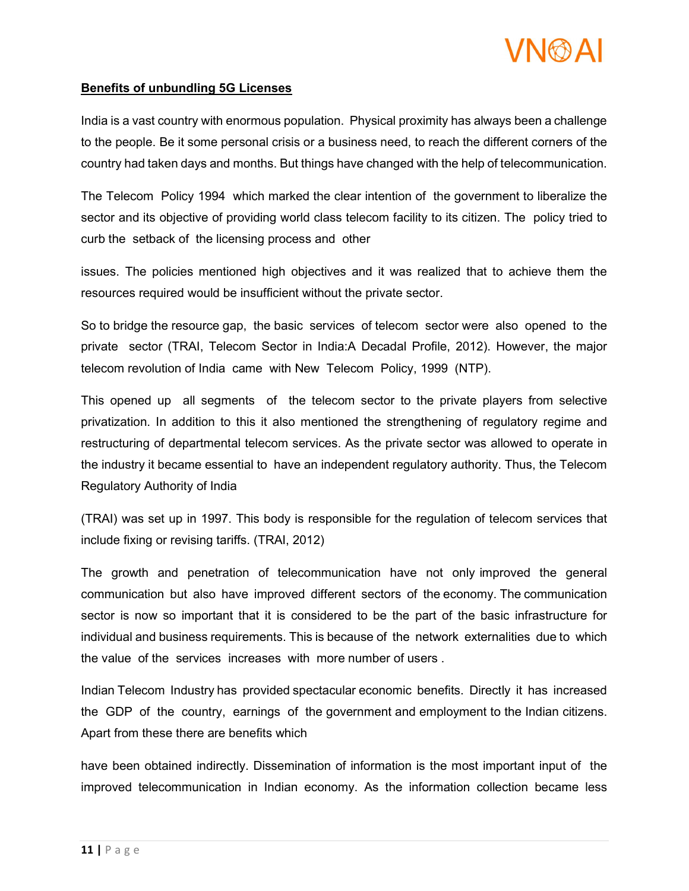**Benefits of unbundling 5G Licenses**

India is a vast country with enormous population. Physical proximity has always been a challenge to the people. Be it some personal crisis or a business need, to reach the different corners of the country had taken days and months. But things have changed with the help of telecommunication.

The Telecom Policy 1994 which marked the clear intention of the government to liberalize the sector and its objective of providing world class telecom facility to its citizen. The policy tried to curb the setback of the licensing process and other issues. The policies mentioned high objectives and it was realized that to achieve them the resources required would be insufficient without the private sector.

So to bridge the resource gap, the basic services of telecom sector were also opened to the private sector (TRAI, Telecom Sector in India:A Decadal Profile, 2012). However, the major telecom revolution of India came with New Telecom Policy, 1999 (NTP).

This opened up all segments of the telecom sector to the private players from selective privatization. In addition to this it also mentioned the strengthening of regulatory regime and restructuring of departmental telecom services. As the private sector was allowed to operate in the industry it became essential to have an independent regulatory authority. Thus, the Telecom Regulatory Authority of India (TRAI) was set up in 1997. This body is responsible for the regulation of telecom services that include fixing or revising tariffs. (TRAI, 2012)

The growth and penetration of telecommunication have not only improved the general communication but also have improved different sectors of the economy. The communication sector is now so important that it is considered to be the part of the basic infrastructure for individual and business requirements. This is because of the network externalities due to which the value of the services increases with more number of users .

Indian Telecom Industry has provided spectacular economic benefits. Directly it has increased the GDP of the country, earnings of the government and employment to the Indian citizens. Apart from these there are benefits which have been obtained indirectly. Dissemination of information is the most important input of the improved telecommunication in Indian economy. As the information collection became less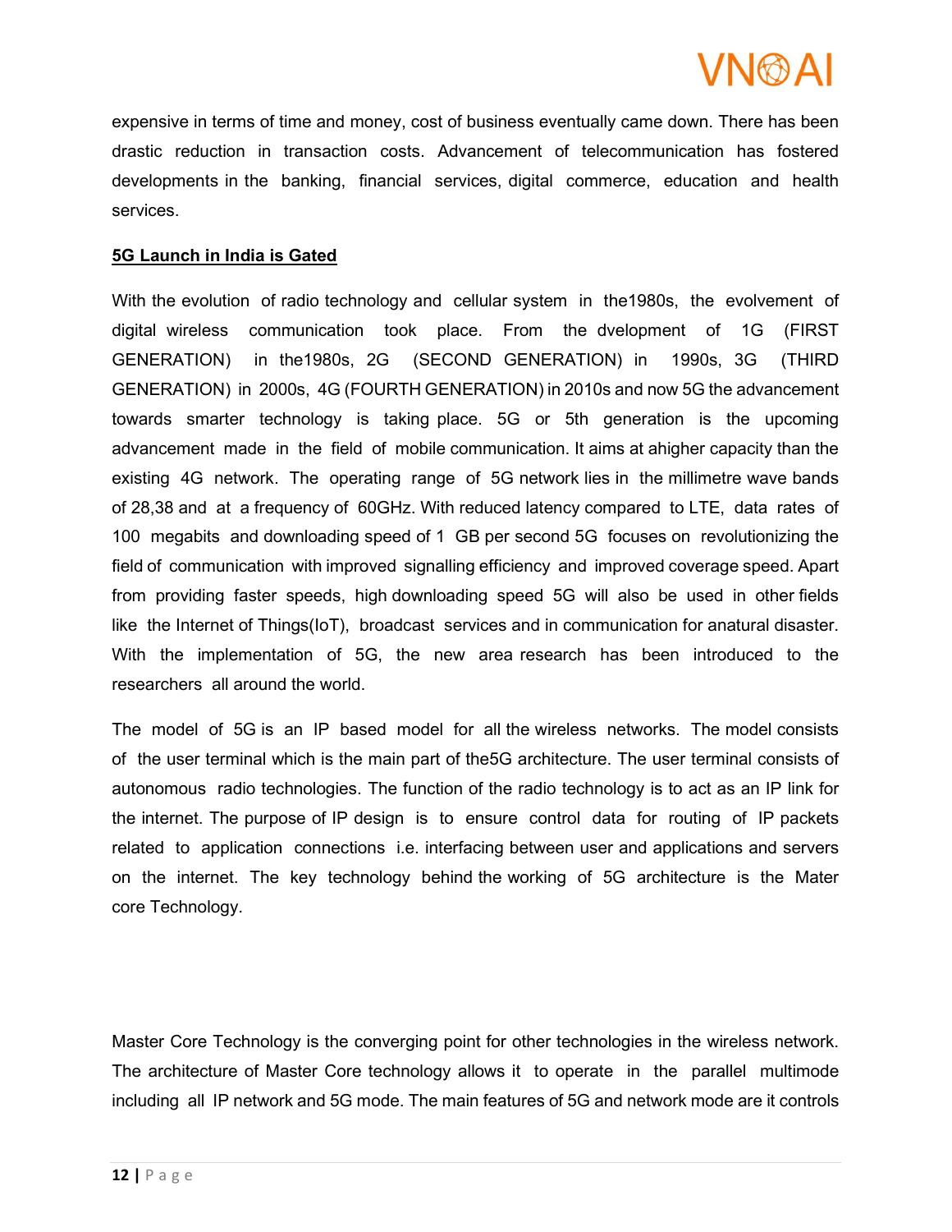expensive in terms of time and money, cost of business eventually came down. There has been drastic reduction in transaction costs. Advancement of telecommunication has fostered developments in the banking, financial services, digital commerce, education and health services.

## 5G Launch in India is Gated

With the evolution of radio technology and cellular system in the1980s, the evolvement of digital wireless communication took place. From the dvelopment of 1G (FIRST GENERATION) in the1980s, 2G (SECOND GENERATION) in 1990s, 3G (THIRD GENERATION) in 2000s, 4G (FOURTH GENERATION) in 2010s and now 5G the advancement towards smarter technology is taking place. 5G or 5th generation is the upcoming advancement made in the field of mobile communication. It aims at ahigher capacity than the existing 4G network. The operating range of 5G network lies in the millimetre wave bands of 28,38 and at a frequency of 60GHz. With reduced latency compared to LTE, data rates of 100 megabits and downloading speed of 1 GB per second 5G focuses on revolutionizing the field of communication with improved signalling efficiency and improved coverage speed. Apart from providing faster speeds, high downloading speed 5G will also be used in other fields like the Internet of Things(IoT), broadcast services and in communication for anatural disaster. With the implementation of 5G, the new area research has been introduced to the researchers all around the world.

The model of 5G is an IP based model for all the wireless networks. The model consists of the user terminal which is the main part of the5G architecture. The user terminal consists of autonomous radio technologies. The function of the radio technology is to act as an IP link for the internet. The purpose of IP design is to ensure control data for routing of IP packets related to application connections i.e. interfacing between user and applications and servers on the internet. The key technology behind the working of 5G architecture is the Mater core Technology.

Master Core Technology is the converging point for other technologies in the wireless network. The architecture of Master Core technology allows it to operate in the parallel multimode including all IP network and 5G mode. The main features of 5G and network mode are it controls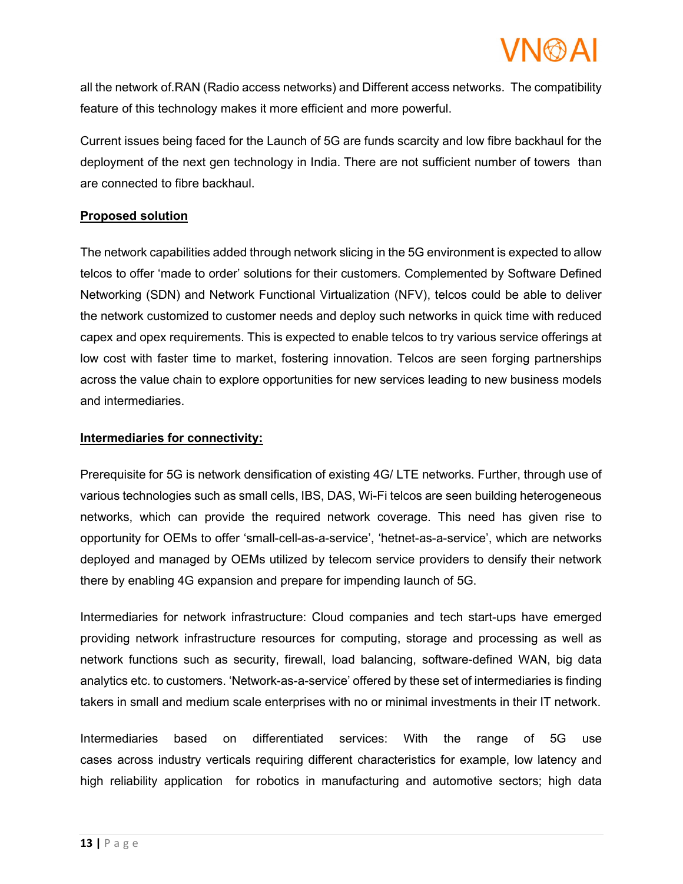all the network of.RAN (Radio access networks) and Different access networks. The compatibility feature of this technology makes it more efficient and more powerful.

Current issues being faced for the Launch of 5G are funds scarcity and low fibre backhaul for the deployment of the next gen technology in India. There are not sufficient number of towers than are connected to fibre backhaul.

**Proposed solution**

The network capabilities added through network slicing in the 5G environment is expected to allow telcos to offer 'made to order' solutions for their customers. Complemented by Software Defined Networking (SDN) and Network Functional Virtualization (NFV), telcos could be able to deliver the network customized to customer needs and deploy such networks in quick time with reduced capex and opex requirements. This is expected to enable telcos to try various service offerings at low cost with faster time to market, fostering innovation. Telcos are seen forging partnerships across the value chain to explore opportunities for new services leading to new business models and intermediaries.

**Intermediaries for connectivity:**

Prerequisite for 5G is network densification of existing 4G/ LTE networks. Further, through use of various technologies such as small cells, IBS, DAS, Wi-Fi telcos are seen building heterogeneous networks, which can provide the required network coverage. This need has given rise to opportunity for OEMs to offer 'small-cell-as-a-service', 'hetnet-as-a-service', which are networks deployed and managed by OEMs utilized by telecom service providers to densify their network there by enabling 4G expansion and prepare for impending launch of 5G.

Intermediaries for network infrastructure: Cloud companies and tech start-ups have emerged providing network infrastructure resources for computing, storage and processing as well as network functions such as security, firewall, load balancing, software-defined WAN, big data analytics etc. to customers. 'Network-as-a-service' offered by these set of intermediaries is finding takers in small and medium scale enterprises with no or minimal investments in their IT network.

Intermediaries based on differentiated services: With the range of 5G use cases across industry verticals requiring different characteristics for example, low latency and high reliability application for robotics in manufacturing and automotive sectors; high data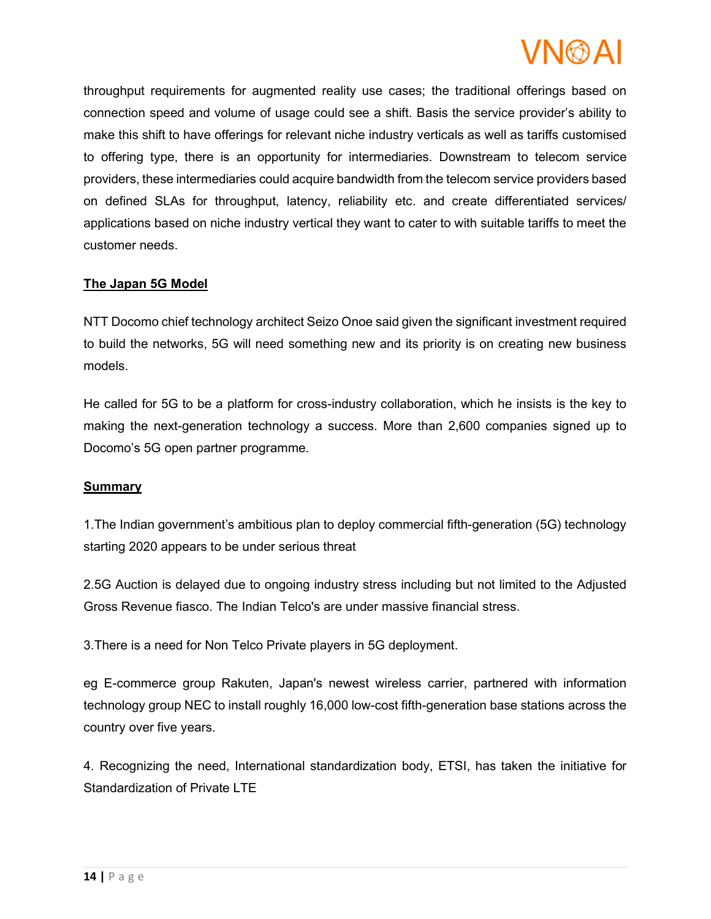throughput requirements for augmented reality use cases; the traditional offerings based on connection speed and volume of usage could see a shift. Basis the service provider's ability to make this shift to have offerings for relevant niche industry verticals as well as tariffs customised to offering type, there is an opportunity for intermediaries. Downstream to telecom service providers, these intermediaries could acquire bandwidth from the telecom service providers based on defined SLAs for throughput, latency, reliability etc. and create differentiated services/ applications based on niche industry vertical they want to cater to with suitable tariffs to meet the customer needs.

**The Japan 5G Model**

NTT Docomo chief technology architect Seizo Onoe said given the significant investment required to build the networks, 5G will need something new and its priority is on creating new business models.

He called for 5G to be a platform for cross-industry collaboration, which he insists is the key to making the next-generation technology a success. More than 2,600 companies signed up to Docomo's 5G open partner programme.

**Summary**

1.The Indian government's ambitious plan to deploy commercial fifth-generation (5G) technology starting 2020 appears to be under serious threat

2.5G Auction is delayed due to ongoing industry stress including but not limited to the Adjusted Gross Revenue fiasco. The Indian Telco's are under massive financial stress.

3.There is a need for Non Telco Private players in 5G deployment.

eg E-commerce group Rakuten, Japan's newest wireless carrier, partnered with information technology group NEC to install roughly 16,000 low-cost fifth-generation base stations across the country over five years.

4. Recognizing the need, International standardization body, ETSI, has taken the initiative for Standardization of Private LTE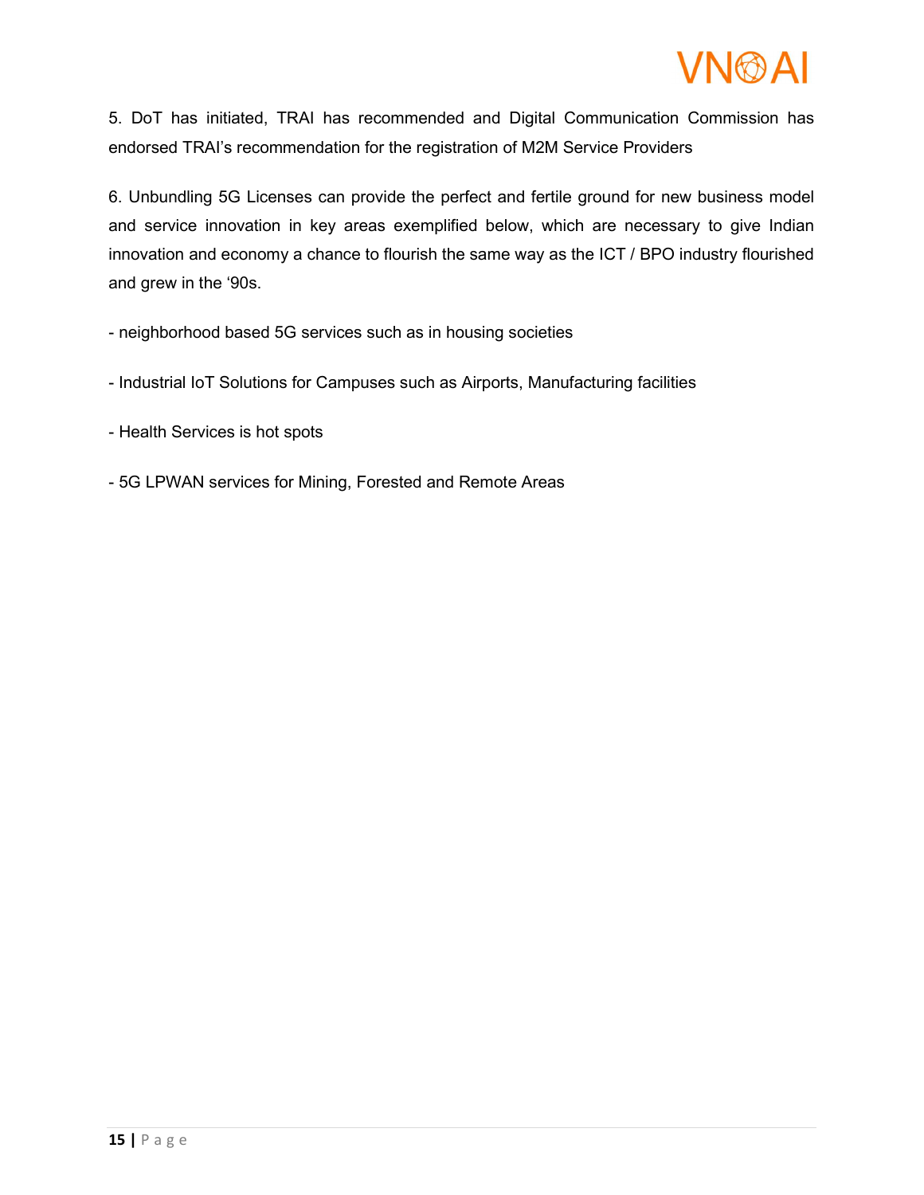5. DoT has initiated, TRAI has recommended and Digital Communication Commission has endorsed TRAI's recommendation for the registration of M2M Service Providers

6. Unbundling 5G Licenses can provide the perfect and fertile ground for new business model and service innovation in key areas exemplified below, which are necessary to give Indian innovation and economy a chance to flourish the same way as the ICT / BPO industry flourished and grew in the '90s.

- neighborhood based 5G services such as in housing societies

- Industrial IoT Solutions for Campuses such as Airports, Manufacturing facilities

- Health Services is hot spots

- 5G LPWAN services for Mining, Forested and Remote Areas